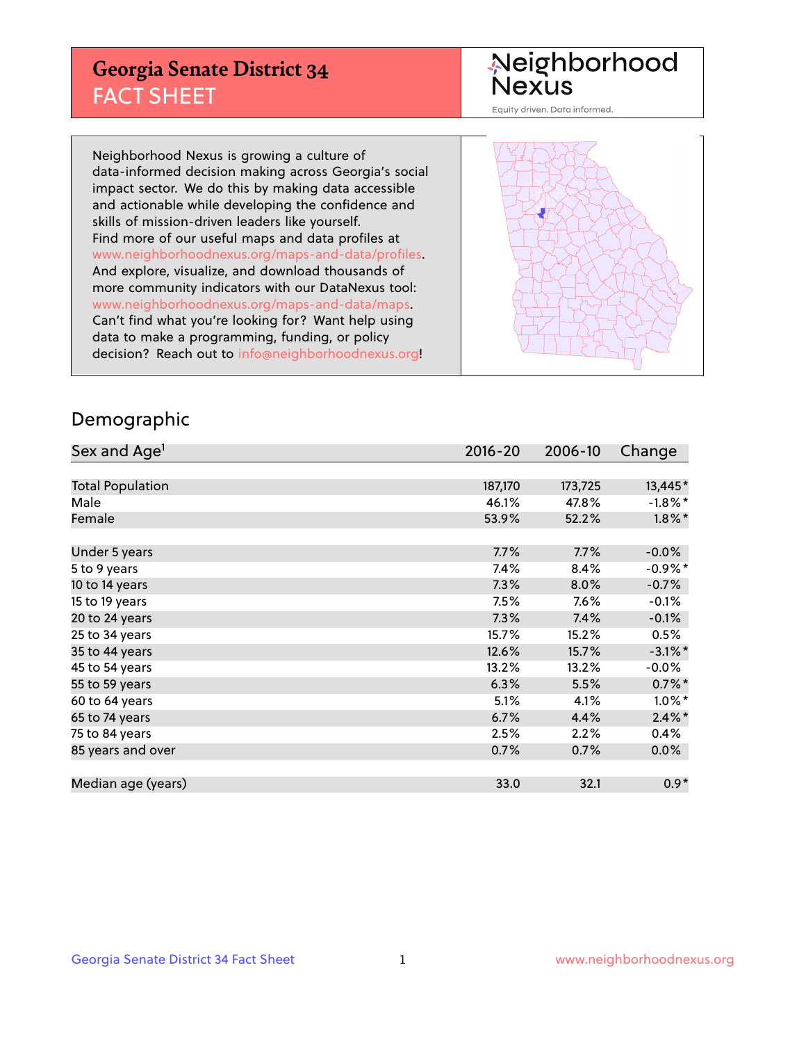# Georgia Senate District 34
## FACT SHEET

Neighborhood Nexus

Equity driven. Data informed.

Neighborhood Nexus is growing a culture of data-informed decision making across Georgia's social impact sector. We do this by making data accessible and actionable while developing the confidence and skills of mission-driven leaders like yourself. Find more of our useful maps and data profiles at www.neighborhoodnexus.org/maps-and-data/profiles. And explore, visualize, and download thousands of more community indicators with our DataNexus tool: www.neighborhoodnexus.org/maps-and-data/maps. Can't find what you're looking for? Want help using data to make a programming, funding, or policy decision? Reach out to info@neighborhoodnexus.org!

## Demographic

| Sex and Age[1] | 2016-20 | 2006-10 | Change |
|---|---|---|---|
| Total Population | 187,170 | 173,725 | 13,445* |
| Male | 46.1% | 47.8% | -1.8%* |
| Female | 53.9% | 52.2% | 1.8%* |
| | | | |
| Under 5 years | 7.7% | 7.7% | -0.0% |
| 5 to 9 years | 7.4% | 8.4% | -0.9%* |
| 10 to 14 years | 7.3% | 8.0% | -0.7% |
| 15 to 19 years | 7.5% | 7.6% | -0.1% |
| 20 to 24 years | 7.3% | 7.4% | -0.1% |
| 25 to 34 years | 15.7% | 15.2% | 0.5% |
| 35 to 44 years | 12.6% | 15.7% | -3.1%* |
| 45 to 54 years | 13.2% | 13.2% | -0.0% |
| 55 to 59 years | 6.3% | 5.5% | 0.7%* |
| 60 to 64 years | 5.1% | 4.1% | 1.0%* |
| 65 to 74 years | 6.7% | 4.4% | 2.4%* |
| 75 to 84 years | 2.5% | 2.2% | 0.4% |
| 85 years and over | 0.7% | 0.7% | 0.0% |
| | | | |
| Median age (years) | 33.0 | 32.1 | 0.9* |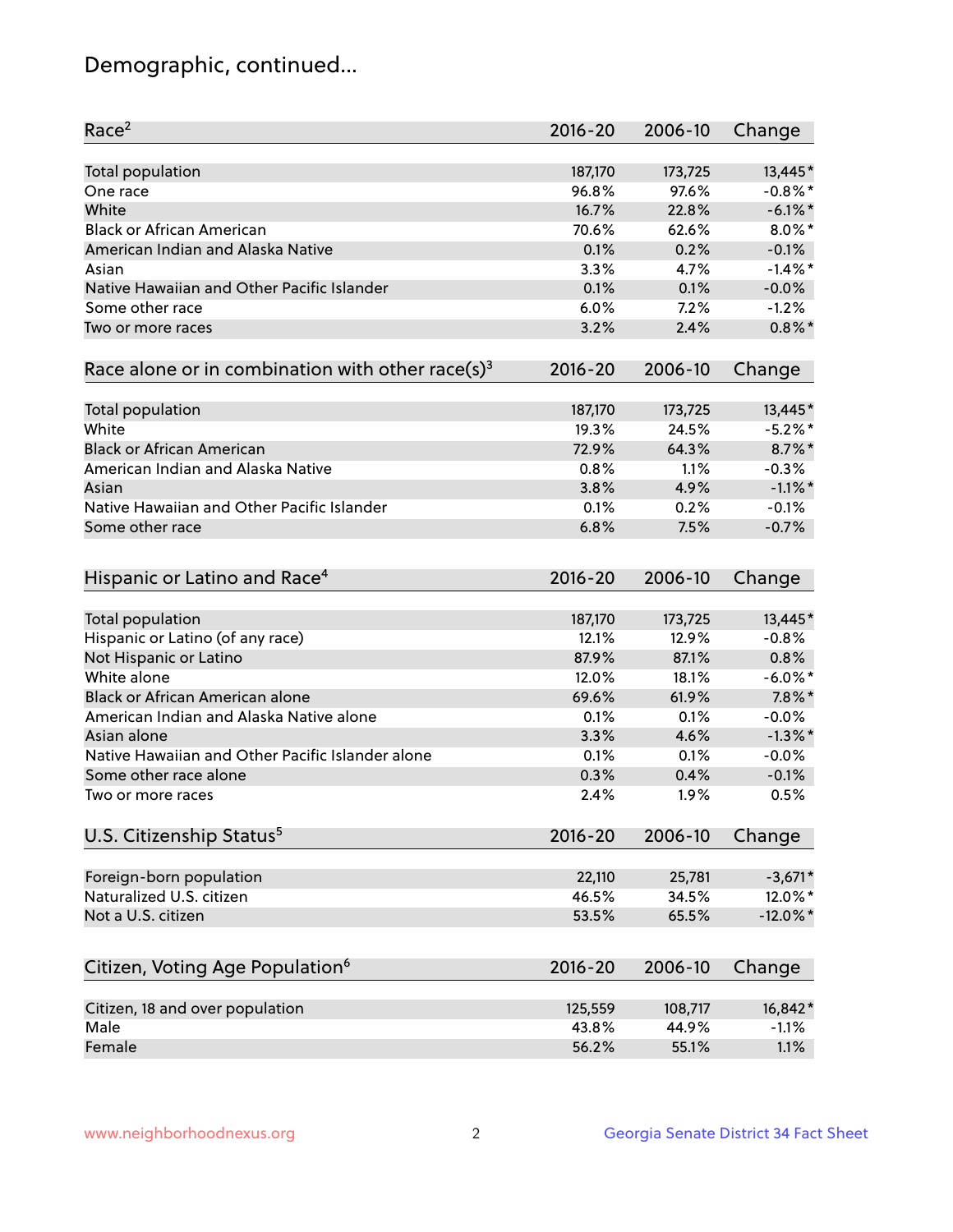## Demographic, continued...

| Race[2] | 2016-20 | 2006-10 | Change |
|---|---|---|---|
| Total population | 187,170 | 173,725 | 13,445* |
| One race | 96.8% | 97.6% | -0.8%* |
| White | 16.7% | 22.8% | -6.1%* |
| Black or African American | 70.6% | 62.6% | 8.0%* |
| American Indian and Alaska Native | 0.1% | 0.2% | -0.1% |
| Asian | 3.3% | 4.7% | -1.4%* |
| Native Hawaiian and Other Pacific Islander | 0.1% | 0.1% | -0.0% |
| Some other race | 6.0% | 7.2% | -1.2% |
| Two or more races | 3.2% | 2.4% | 0.8%* |

| Race alone or in combination with other race(s)[3] | 2016-20 | 2006-10 | Change |
|---|---|---|---|
| Total population | 187,170 | 173,725 | 13,445* |
| White | 19.3% | 24.5% | -5.2%* |
| Black or African American | 72.9% | 64.3% | 8.7%* |
| American Indian and Alaska Native | 0.8% | 1.1% | -0.3% |
| Asian | 3.8% | 4.9% | -1.1%* |
| Native Hawaiian and Other Pacific Islander | 0.1% | 0.2% | -0.1% |
| Some other race | 6.8% | 7.5% | -0.7% |

| Hispanic or Latino and Race[4] | 2016-20 | 2006-10 | Change |
|---|---|---|---|
| Total population | 187,170 | 173,725 | 13,445* |
| Hispanic or Latino (of any race) | 12.1% | 12.9% | -0.8% |
| Not Hispanic or Latino | 87.9% | 87.1% | 0.8% |
| White alone | 12.0% | 18.1% | -6.0%* |
| Black or African American alone | 69.6% | 61.9% | 7.8%* |
| American Indian and Alaska Native alone | 0.1% | 0.1% | -0.0% |
| Asian alone | 3.3% | 4.6% | -1.3%* |
| Native Hawaiian and Other Pacific Islander alone | 0.1% | 0.1% | -0.0% |
| Some other race alone | 0.3% | 0.4% | -0.1% |
| Two or more races | 2.4% | 1.9% | 0.5% |

| U.S. Citizenship Status[5] | 2016-20 | 2006-10 | Change |
|---|---|---|---|
| Foreign-born population | 22,110 | 25,781 | -3,671* |
| Naturalized U.S. citizen | 46.5% | 34.5% | 12.0%* |
| Not a U.S. citizen | 53.5% | 65.5% | -12.0%* |

| Citizen, Voting Age Population[6] | 2016-20 | 2006-10 | Change |
|---|---|---|---|
| Citizen, 18 and over population | 125,559 | 108,717 | 16,842* |
| Male | 43.8% | 44.9% | -1.1% |
| Female | 56.2% | 55.1% | 1.1% |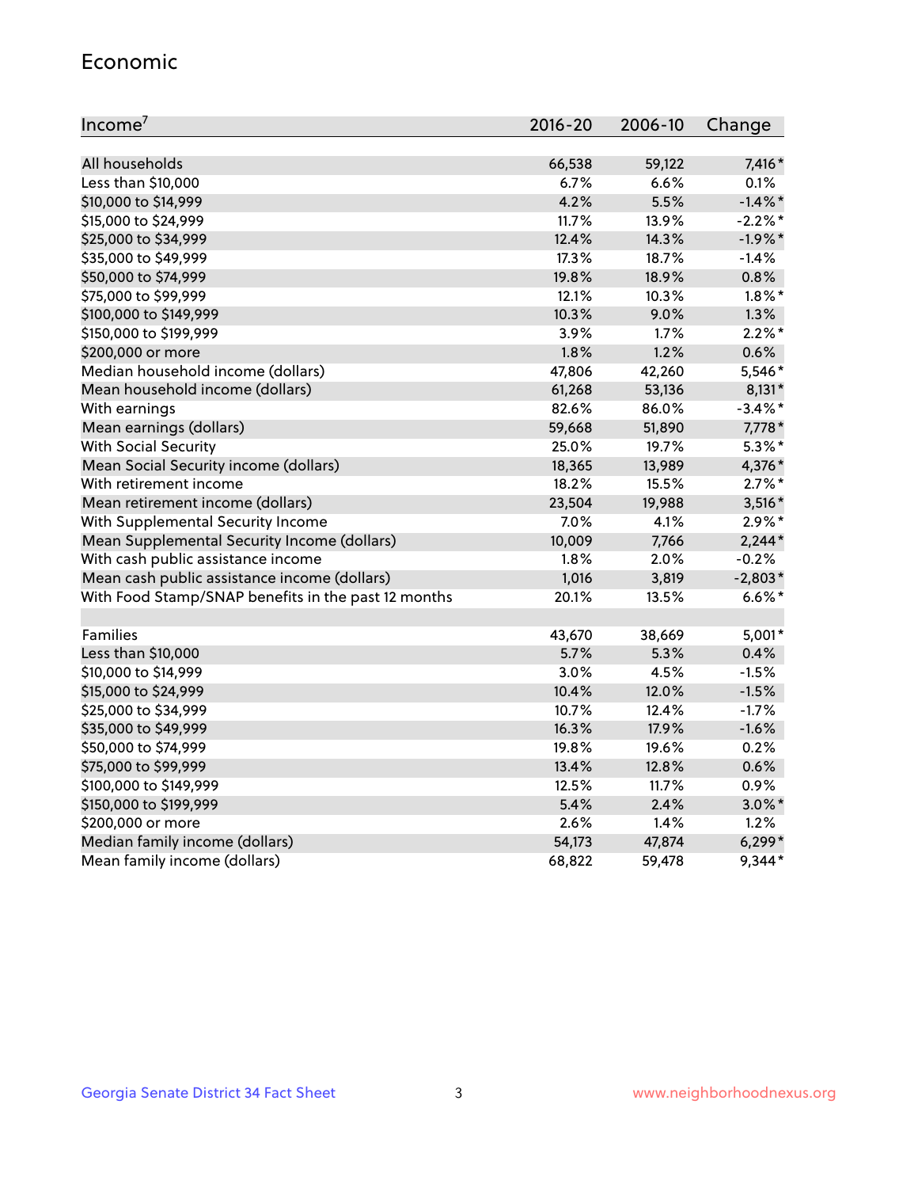## Economic

| Income[7] | 2016-20 | 2006-10 | Change |
|---|---|---|---|
| All households | 66,538 | 59,122 | 7,416* |
| Less than $10,000 | 6.7% | 6.6% | 0.1% |
| $10,000 to $14,999 | 4.2% | 5.5% | -1.4%* |
| $15,000 to $24,999 | 11.7% | 13.9% | -2.2%* |
| $25,000 to $34,999 | 12.4% | 14.3% | -1.9%* |
| $35,000 to $49,999 | 17.3% | 18.7% | -1.4% |
| $50,000 to $74,999 | 19.8% | 18.9% | 0.8% |
| $75,000 to $99,999 | 12.1% | 10.3% | 1.8%* |
| $100,000 to $149,999 | 10.3% | 9.0% | 1.3% |
| $150,000 to $199,999 | 3.9% | 1.7% | 2.2%* |
| $200,000 or more | 1.8% | 1.2% | 0.6% |
| Median household income (dollars) | 47,806 | 42,260 | 5,546* |
| Mean household income (dollars) | 61,268 | 53,136 | 8,131* |
| With earnings | 82.6% | 86.0% | -3.4%* |
| Mean earnings (dollars) | 59,668 | 51,890 | 7,778* |
| With Social Security | 25.0% | 19.7% | 5.3%* |
| Mean Social Security income (dollars) | 18,365 | 13,989 | 4,376* |
| With retirement income | 18.2% | 15.5% | 2.7%* |
| Mean retirement income (dollars) | 23,504 | 19,988 | 3,516* |
| With Supplemental Security Income | 7.0% | 4.1% | 2.9%* |
| Mean Supplemental Security Income (dollars) | 10,009 | 7,766 | 2,244* |
| With cash public assistance income | 1.8% | 2.0% | -0.2% |
| Mean cash public assistance income (dollars) | 1,016 | 3,819 | -2,803* |
| With Food Stamp/SNAP benefits in the past 12 months | 20.1% | 13.5% | 6.6%* |
| | | | |
| Families | 43,670 | 38,669 | 5,001* |
| Less than $10,000 | 5.7% | 5.3% | 0.4% |
| $10,000 to $14,999 | 3.0% | 4.5% | -1.5% |
| $15,000 to $24,999 | 10.4% | 12.0% | -1.5% |
| $25,000 to $34,999 | 10.7% | 12.4% | -1.7% |
| $35,000 to $49,999 | 16.3% | 17.9% | -1.6% |
| $50,000 to $74,999 | 19.8% | 19.6% | 0.2% |
| $75,000 to $99,999 | 13.4% | 12.8% | 0.6% |
| $100,000 to $149,999 | 12.5% | 11.7% | 0.9% |
| $150,000 to $199,999 | 5.4% | 2.4% | 3.0%* |
| $200,000 or more | 2.6% | 1.4% | 1.2% |
| Median family income (dollars) | 54,173 | 47,874 | 6,299* |
| Mean family income (dollars) | 68,822 | 59,478 | 9,344* |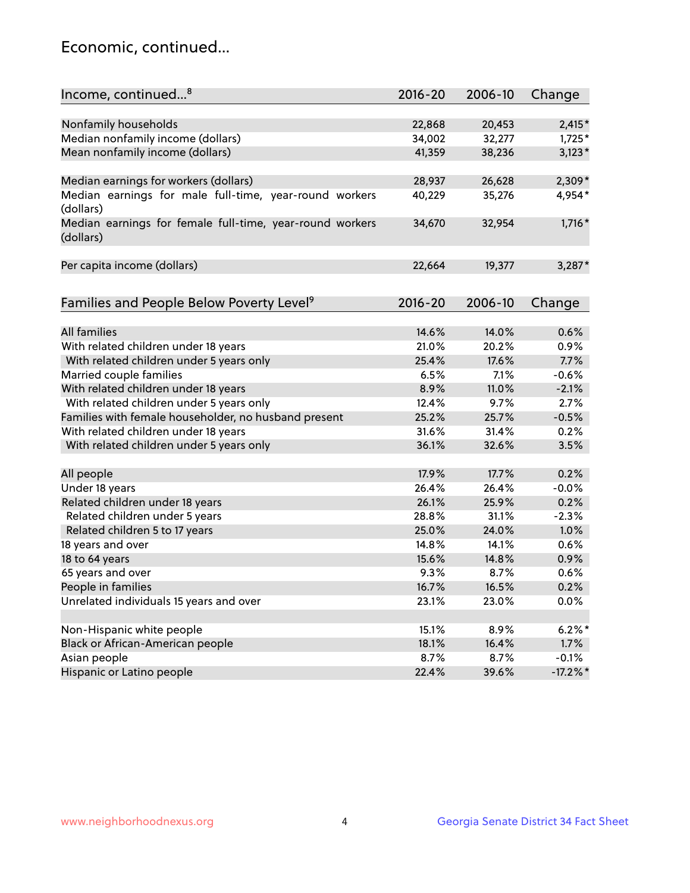## Economic, continued...

| Income, continued...[8] | 2016-20 | 2006-10 | Change |
|---|---|---|---|
| Nonfamily households | 22,868 | 20,453 | 2,415* |
| Median nonfamily income (dollars) | 34,002 | 32,277 | 1,725* |
| Mean nonfamily income (dollars) | 41,359 | 38,236 | 3,123* |
| Median earnings for workers (dollars) | 28,937 | 26,628 | 2,309* |
| Median earnings for male full-time, year-round workers (dollars) | 40,229 | 35,276 | 4,954* |
| Median earnings for female full-time, year-round workers (dollars) | 34,670 | 32,954 | 1,716* |
| Per capita income (dollars) | 22,664 | 19,377 | 3,287* |

| Families and People Below Poverty Level[9] | 2016-20 | 2006-10 | Change |
|---|---|---|---|
| All families | 14.6% | 14.0% | 0.6% |
| With related children under 18 years | 21.0% | 20.2% | 0.9% |
| With related children under 5 years only | 25.4% | 17.6% | 7.7% |
| Married couple families | 6.5% | 7.1% | -0.6% |
| With related children under 18 years | 8.9% | 11.0% | -2.1% |
| With related children under 5 years only | 12.4% | 9.7% | 2.7% |
| Families with female householder, no husband present | 25.2% | 25.7% | -0.5% |
| With related children under 18 years | 31.6% | 31.4% | 0.2% |
| With related children under 5 years only | 36.1% | 32.6% | 3.5% |
| All people | 17.9% | 17.7% | 0.2% |
| Under 18 years | 26.4% | 26.4% | -0.0% |
| Related children under 18 years | 26.1% | 25.9% | 0.2% |
| Related children under 5 years | 28.8% | 31.1% | -2.3% |
| Related children 5 to 17 years | 25.0% | 24.0% | 1.0% |
| 18 years and over | 14.8% | 14.1% | 0.6% |
| 18 to 64 years | 15.6% | 14.8% | 0.9% |
| 65 years and over | 9.3% | 8.7% | 0.6% |
| People in families | 16.7% | 16.5% | 0.2% |
| Unrelated individuals 15 years and over | 23.1% | 23.0% | 0.0% |
| Non-Hispanic white people | 15.1% | 8.9% | 6.2%* |
| Black or African-American people | 18.1% | 16.4% | 1.7% |
| Asian people | 8.7% | 8.7% | -0.1% |
| Hispanic or Latino people | 22.4% | 39.6% | -17.2%* |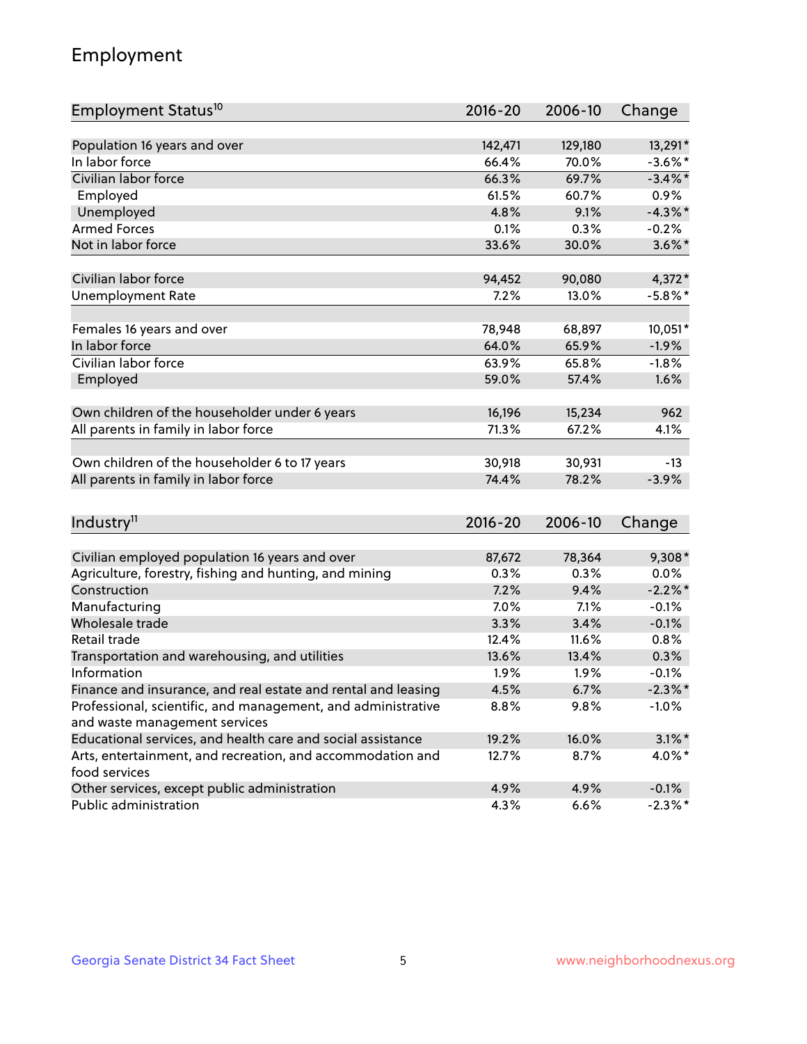## Employment

| Employment Status[10] | 2016-20 | 2006-10 | Change |
|---|---|---|---|
| Population 16 years and over | 142,471 | 129,180 | 13,291* |
| In labor force | 66.4% | 70.0% | -3.6%* |
| Civilian labor force | 66.3% | 69.7% | -3.4%* |
| Employed | 61.5% | 60.7% | 0.9% |
| Unemployed | 4.8% | 9.1% | -4.3%* |
| Armed Forces | 0.1% | 0.3% | -0.2% |
| Not in labor force | 33.6% | 30.0% | 3.6%* |
| | | | |
| Civilian labor force | 94,452 | 90,080 | 4,372* |
| Unemployment Rate | 7.2% | 13.0% | -5.8%* |
| | | | |
| Females 16 years and over | 78,948 | 68,897 | 10,051* |
| In labor force | 64.0% | 65.9% | -1.9% |
| Civilian labor force | 63.9% | 65.8% | -1.8% |
| Employed | 59.0% | 57.4% | 1.6% |
| | | | |
| Own children of the householder under 6 years | 16,196 | 15,234 | 962 |
| All parents in family in labor force | 71.3% | 67.2% | 4.1% |
| | | | |
| Own children of the householder 6 to 17 years | 30,918 | 30,931 | -13 |
| All parents in family in labor force | 74.4% | 78.2% | -3.9% |

| Industry[11] | 2016-20 | 2006-10 | Change |
|---|---|---|---|
| Civilian employed population 16 years and over | 87,672 | 78,364 | 9,308* |
| Agriculture, forestry, fishing and hunting, and mining | 0.3% | 0.3% | 0.0% |
| Construction | 7.2% | 9.4% | -2.2%* |
| Manufacturing | 7.0% | 7.1% | -0.1% |
| Wholesale trade | 3.3% | 3.4% | -0.1% |
| Retail trade | 12.4% | 11.6% | 0.8% |
| Transportation and warehousing, and utilities | 13.6% | 13.4% | 0.3% |
| Information | 1.9% | 1.9% | -0.1% |
| Finance and insurance, and real estate and rental and leasing | 4.5% | 6.7% | -2.3%* |
| Professional, scientific, and management, and administrative and waste management services | 8.8% | 9.8% | -1.0% |
| Educational services, and health care and social assistance | 19.2% | 16.0% | 3.1%* |
| Arts, entertainment, and recreation, and accommodation and food services | 12.7% | 8.7% | 4.0%* |
| Other services, except public administration | 4.9% | 4.9% | -0.1% |
| Public administration | 4.3% | 6.6% | -2.3%* |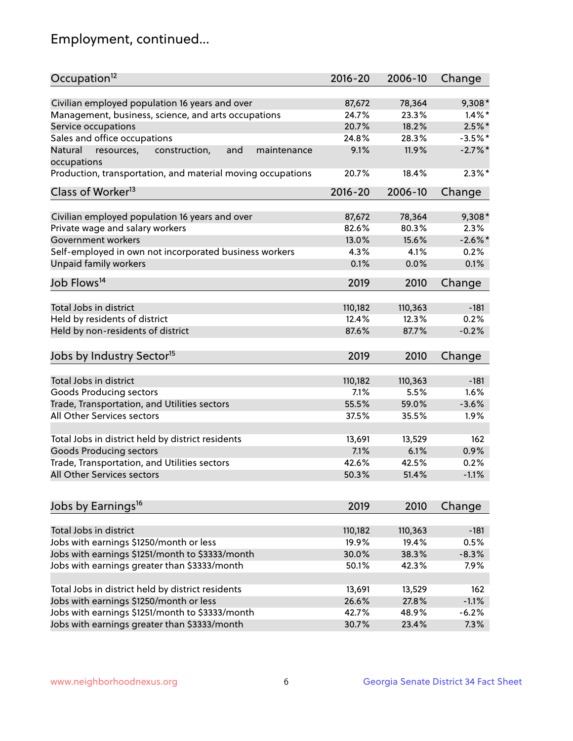# Employment, continued...

| Occupation[12] | 2016-20 | 2006-10 | Change |
|---|---|---|---|
| Civilian employed population 16 years and over | 87,672 | 78,364 | 9,308* |
| Management, business, science, and arts occupations | 24.7% | 23.3% | 1.4%* |
| Service occupations | 20.7% | 18.2% | 2.5%* |
| Sales and office occupations | 24.8% | 28.3% | -3.5%* |
| Natural resources, construction, and maintenance occupations | 9.1% | 11.9% | -2.7%* |
| Production, transportation, and material moving occupations | 20.7% | 18.4% | 2.3%* |

| Class of Worker[13] | 2016-20 | 2006-10 | Change |
|---|---|---|---|
| Civilian employed population 16 years and over | 87,672 | 78,364 | 9,308* |
| Private wage and salary workers | 82.6% | 80.3% | 2.3% |
| Government workers | 13.0% | 15.6% | -2.6%* |
| Self-employed in own not incorporated business workers | 4.3% | 4.1% | 0.2% |
| Unpaid family workers | 0.1% | 0.0% | 0.1% |

| Job Flows[14] | 2019 | 2010 | Change |
|---|---|---|---|
| Total Jobs in district | 110,182 | 110,363 | -181 |
| Held by residents of district | 12.4% | 12.3% | 0.2% |
| Held by non-residents of district | 87.6% | 87.7% | -0.2% |

| Jobs by Industry Sector[15] | 2019 | 2010 | Change |
|---|---|---|---|
| Total Jobs in district | 110,182 | 110,363 | -181 |
| Goods Producing sectors | 7.1% | 5.5% | 1.6% |
| Trade, Transportation, and Utilities sectors | 55.5% | 59.0% | -3.6% |
| All Other Services sectors | 37.5% | 35.5% | 1.9% |
| | | | |
| Total Jobs in district held by district residents | 13,691 | 13,529 | 162 |
| Goods Producing sectors | 7.1% | 6.1% | 0.9% |
| Trade, Transportation, and Utilities sectors | 42.6% | 42.5% | 0.2% |
| All Other Services sectors | 50.3% | 51.4% | -1.1% |

| Jobs by Earnings[16] | 2019 | 2010 | Change |
|---|---|---|---|
| Total Jobs in district | 110,182 | 110,363 | -181 |
| Jobs with earnings $1250/month or less | 19.9% | 19.4% | 0.5% |
| Jobs with earnings $1251/month to $3333/month | 30.0% | 38.3% | -8.3% |
| Jobs with earnings greater than $3333/month | 50.1% | 42.3% | 7.9% |
| | | | |
| Total Jobs in district held by district residents | 13,691 | 13,529 | 162 |
| Jobs with earnings $1250/month or less | 26.6% | 27.8% | -1.1% |
| Jobs with earnings $1251/month to $3333/month | 42.7% | 48.9% | -6.2% |
| Jobs with earnings greater than $3333/month | 30.7% | 23.4% | 7.3% |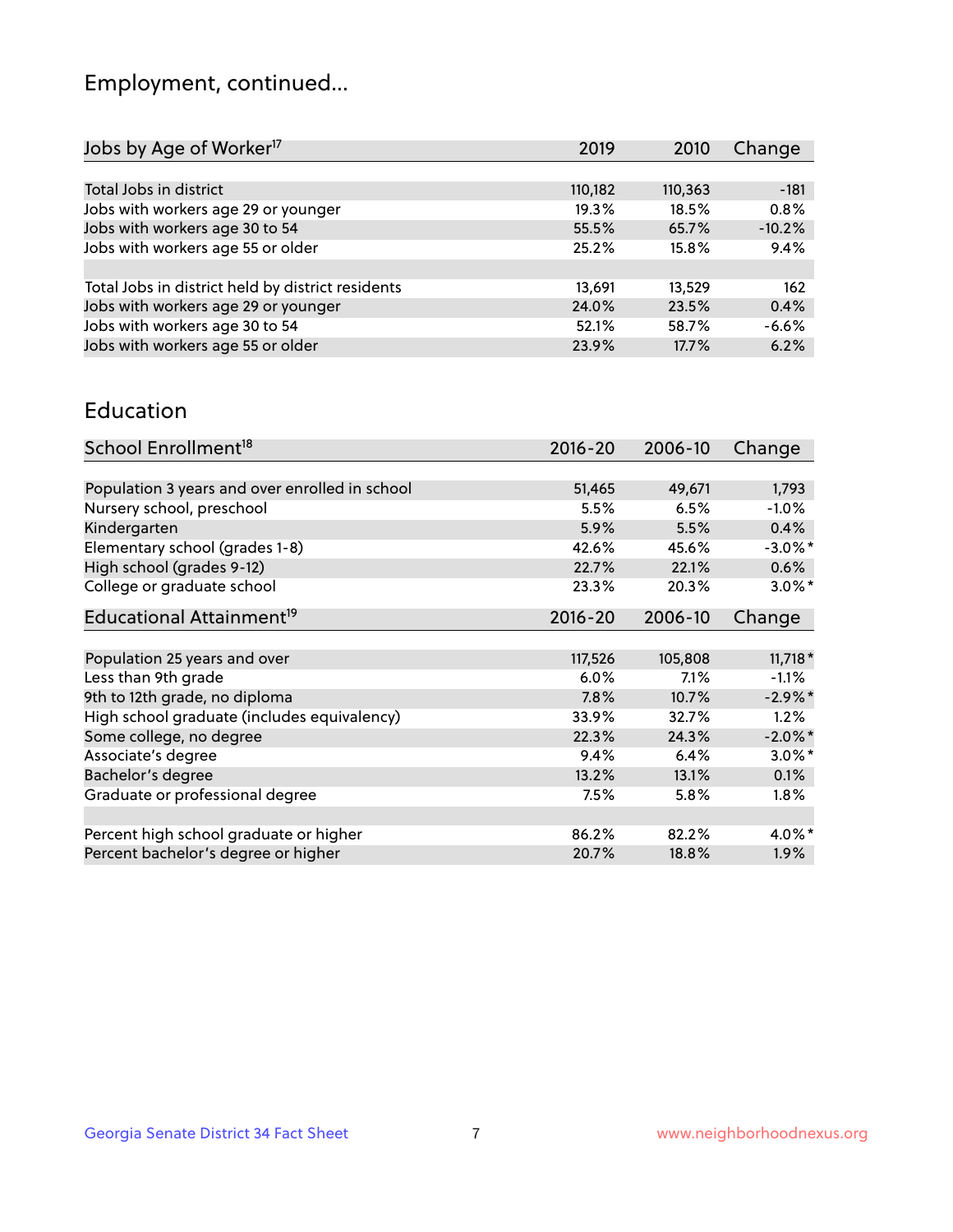## Employment, continued...

| Jobs by Age of Worker[17] | 2019 | 2010 | Change |
|---|---|---|---|
| Total Jobs in district | 110,182 | 110,363 | -181 |
| Jobs with workers age 29 or younger | 19.3% | 18.5% | 0.8% |
| Jobs with workers age 30 to 54 | 55.5% | 65.7% | -10.2% |
| Jobs with workers age 55 or older | 25.2% | 15.8% | 9.4% |
| | | | |
| Total Jobs in district held by district residents | 13,691 | 13,529 | 162 |
| Jobs with workers age 29 or younger | 24.0% | 23.5% | 0.4% |
| Jobs with workers age 30 to 54 | 52.1% | 58.7% | -6.6% |
| Jobs with workers age 55 or older | 23.9% | 17.7% | 6.2% |

## Education

| School Enrollment[18] | 2016-20 | 2006-10 | Change |
|---|---|---|---|
| Population 3 years and over enrolled in school | 51,465 | 49,671 | 1,793 |
| Nursery school, preschool | 5.5% | 6.5% | -1.0% |
| Kindergarten | 5.9% | 5.5% | 0.4% |
| Elementary school (grades 1-8) | 42.6% | 45.6% | -3.0%* |
| High school (grades 9-12) | 22.7% | 22.1% | 0.6% |
| College or graduate school | 23.3% | 20.3% | 3.0%* |

| Educational Attainment[19] | 2016-20 | 2006-10 | Change |
|---|---|---|---|
| Population 25 years and over | 117,526 | 105,808 | 11,718* |
| Less than 9th grade | 6.0% | 7.1% | -1.1% |
| 9th to 12th grade, no diploma | 7.8% | 10.7% | -2.9%* |
| High school graduate (includes equivalency) | 33.9% | 32.7% | 1.2% |
| Some college, no degree | 22.3% | 24.3% | -2.0%* |
| Associate's degree | 9.4% | 6.4% | 3.0%* |
| Bachelor's degree | 13.2% | 13.1% | 0.1% |
| Graduate or professional degree | 7.5% | 5.8% | 1.8% |
| | | | |
| Percent high school graduate or higher | 86.2% | 82.2% | 4.0%* |
| Percent bachelor's degree or higher | 20.7% | 18.8% | 1.9% |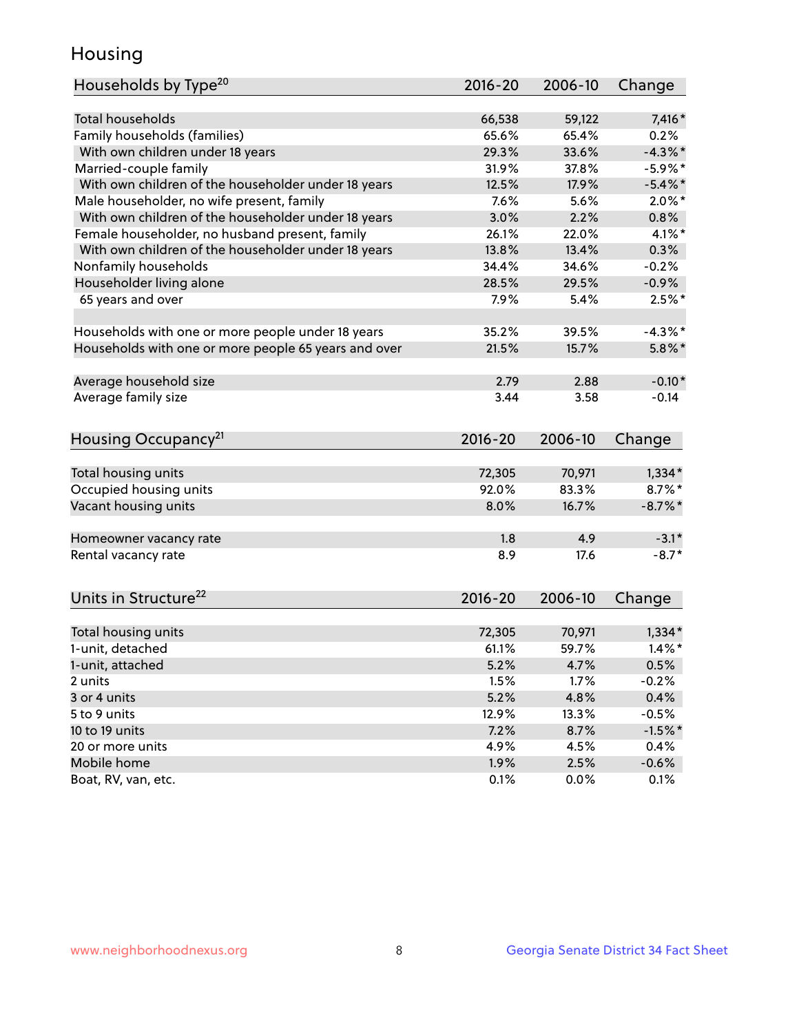# Housing

| Households by Type[20] | 2016-20 | 2006-10 | Change |
|---|---|---|---|
| Total households | 66,538 | 59,122 | 7,416* |
| Family households (families) | 65.6% | 65.4% | 0.2% |
| With own children under 18 years | 29.3% | 33.6% | -4.3%* |
| Married-couple family | 31.9% | 37.8% | -5.9%* |
| With own children of the householder under 18 years | 12.5% | 17.9% | -5.4%* |
| Male householder, no wife present, family | 7.6% | 5.6% | 2.0%* |
| With own children of the householder under 18 years | 3.0% | 2.2% | 0.8% |
| Female householder, no husband present, family | 26.1% | 22.0% | 4.1%* |
| With own children of the householder under 18 years | 13.8% | 13.4% | 0.3% |
| Nonfamily households | 34.4% | 34.6% | -0.2% |
| Householder living alone | 28.5% | 29.5% | -0.9% |
| 65 years and over | 7.9% | 5.4% | 2.5%* |
| | | | |
| Households with one or more people under 18 years | 35.2% | 39.5% | -4.3%* |
| Households with one or more people 65 years and over | 21.5% | 15.7% | 5.8%* |
| | | | |
| Average household size | 2.79 | 2.88 | -0.10* |
| Average family size | 3.44 | 3.58 | -0.14 |

| Housing Occupancy[21] | 2016-20 | 2006-10 | Change |
|---|---|---|---|
| Total housing units | 72,305 | 70,971 | 1,334* |
| Occupied housing units | 92.0% | 83.3% | 8.7%* |
| Vacant housing units | 8.0% | 16.7% | -8.7%* |
| | | | |
| Homeowner vacancy rate | 1.8 | 4.9 | -3.1* |
| Rental vacancy rate | 8.9 | 17.6 | -8.7* |

| Units in Structure[22] | 2016-20 | 2006-10 | Change |
|---|---|---|---|
| Total housing units | 72,305 | 70,971 | 1,334* |
| 1-unit, detached | 61.1% | 59.7% | 1.4%* |
| 1-unit, attached | 5.2% | 4.7% | 0.5% |
| 2 units | 1.5% | 1.7% | -0.2% |
| 3 or 4 units | 5.2% | 4.8% | 0.4% |
| 5 to 9 units | 12.9% | 13.3% | -0.5% |
| 10 to 19 units | 7.2% | 8.7% | -1.5%* |
| 20 or more units | 4.9% | 4.5% | 0.4% |
| Mobile home | 1.9% | 2.5% | -0.6% |
| Boat, RV, van, etc. | 0.1% | 0.0% | 0.1% |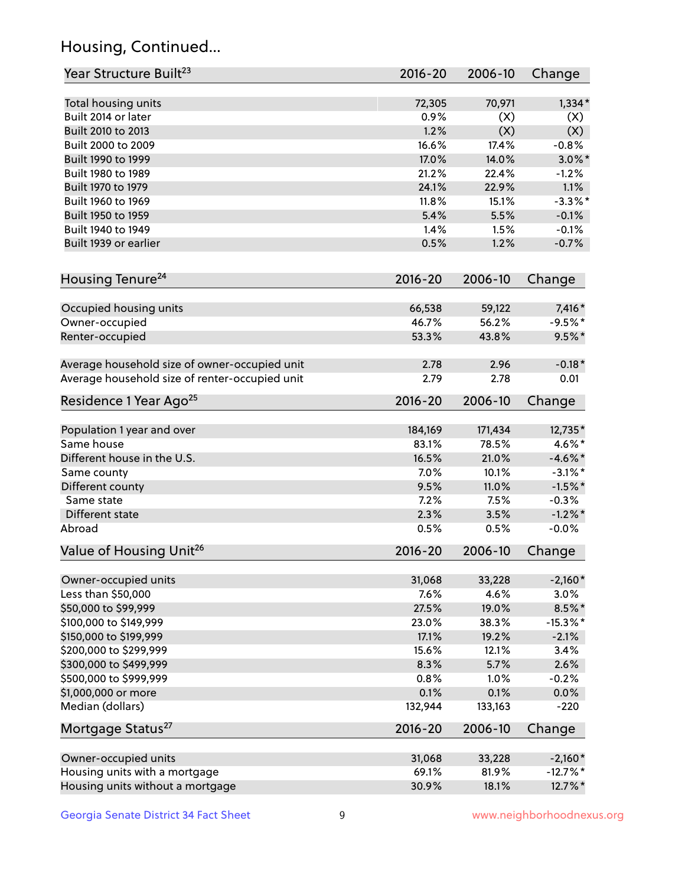## Housing, Continued...

| Year Structure Built[23] | 2016-20 | 2006-10 | Change |
|---|---|---|---|
| Total housing units | 72,305 | 70,971 | 1,334* |
| Built 2014 or later | 0.9% | (X) | (X) |
| Built 2010 to 2013 | 1.2% | (X) | (X) |
| Built 2000 to 2009 | 16.6% | 17.4% | -0.8% |
| Built 1990 to 1999 | 17.0% | 14.0% | 3.0%* |
| Built 1980 to 1989 | 21.2% | 22.4% | -1.2% |
| Built 1970 to 1979 | 24.1% | 22.9% | 1.1% |
| Built 1960 to 1969 | 11.8% | 15.1% | -3.3%* |
| Built 1950 to 1959 | 5.4% | 5.5% | -0.1% |
| Built 1940 to 1949 | 1.4% | 1.5% | -0.1% |
| Built 1939 or earlier | 0.5% | 1.2% | -0.7% |

| Housing Tenure[24] | 2016-20 | 2006-10 | Change |
|---|---|---|---|
| Occupied housing units | 66,538 | 59,122 | 7,416* |
| Owner-occupied | 46.7% | 56.2% | -9.5%* |
| Renter-occupied | 53.3% | 43.8% | 9.5%* |
| Average household size of owner-occupied unit | 2.78 | 2.96 | -0.18* |
| Average household size of renter-occupied unit | 2.79 | 2.78 | 0.01 |

| Residence 1 Year Ago[25] | 2016-20 | 2006-10 | Change |
|---|---|---|---|
| Population 1 year and over | 184,169 | 171,434 | 12,735* |
| Same house | 83.1% | 78.5% | 4.6%* |
| Different house in the U.S. | 16.5% | 21.0% | -4.6%* |
| Same county | 7.0% | 10.1% | -3.1%* |
| Different county | 9.5% | 11.0% | -1.5%* |
| Same state | 7.2% | 7.5% | -0.3% |
| Different state | 2.3% | 3.5% | -1.2%* |
| Abroad | 0.5% | 0.5% | -0.0% |

| Value of Housing Unit[26] | 2016-20 | 2006-10 | Change |
|---|---|---|---|
| Owner-occupied units | 31,068 | 33,228 | -2,160* |
| Less than $50,000 | 7.6% | 4.6% | 3.0% |
| $50,000 to $99,999 | 27.5% | 19.0% | 8.5%* |
| $100,000 to $149,999 | 23.0% | 38.3% | -15.3%* |
| $150,000 to $199,999 | 17.1% | 19.2% | -2.1% |
| $200,000 to $299,999 | 15.6% | 12.1% | 3.4% |
| $300,000 to $499,999 | 8.3% | 5.7% | 2.6% |
| $500,000 to $999,999 | 0.8% | 1.0% | -0.2% |
| $1,000,000 or more | 0.1% | 0.1% | 0.0% |
| Median (dollars) | 132,944 | 133,163 | -220 |

| Mortgage Status[27] | 2016-20 | 2006-10 | Change |
|---|---|---|---|
| Owner-occupied units | 31,068 | 33,228 | -2,160* |
| Housing units with a mortgage | 69.1% | 81.9% | -12.7%* |
| Housing units without a mortgage | 30.9% | 18.1% | 12.7%* |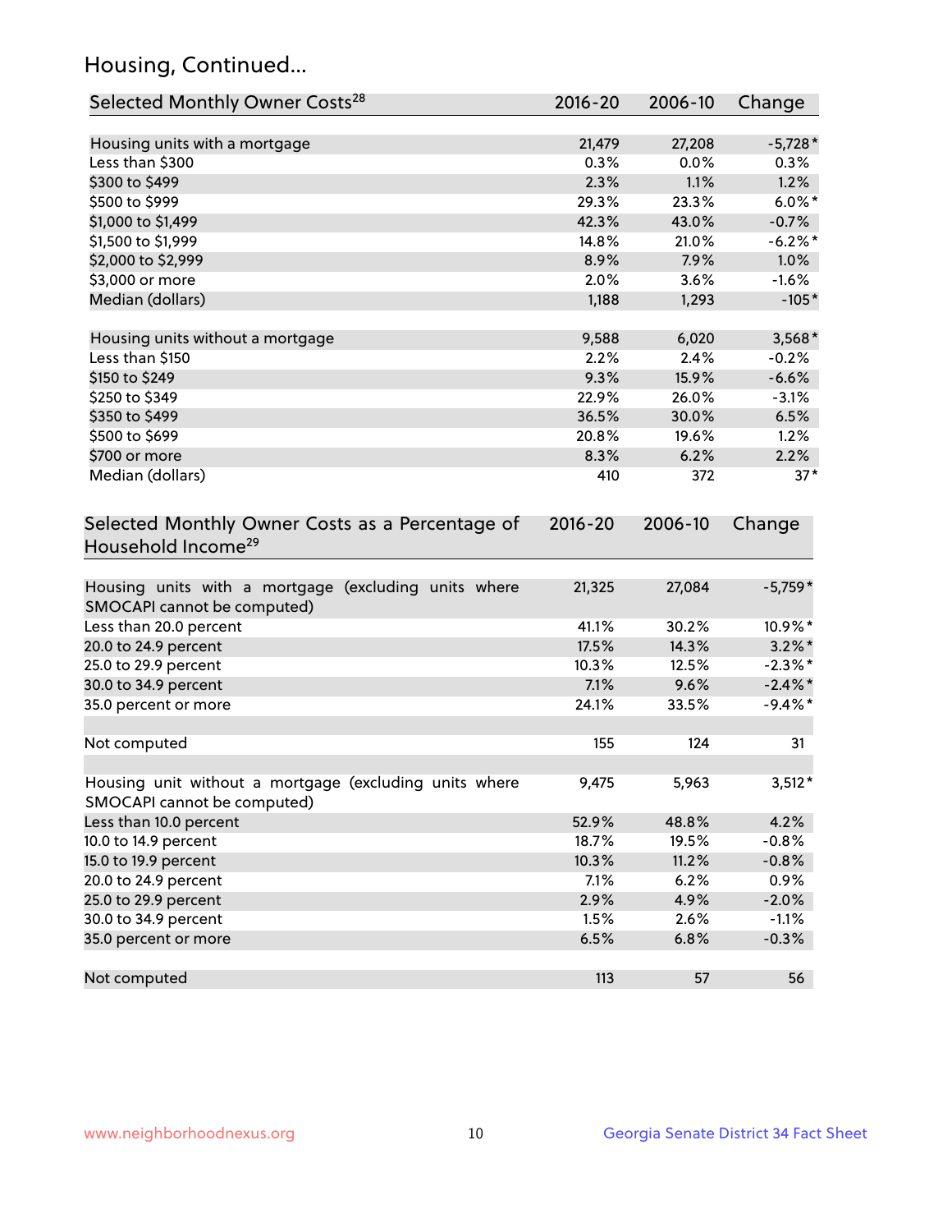## Housing, Continued...

| Selected Monthly Owner Costs[28] | 2016-20 | 2006-10 | Change |
|---|---|---|---|
| Housing units with a mortgage | 21,479 | 27,208 | -5,728* |
| Less than $300 | 0.3% | 0.0% | 0.3% |
| $300 to $499 | 2.3% | 1.1% | 1.2% |
| $500 to $999 | 29.3% | 23.3% | 6.0%* |
| $1,000 to $1,499 | 42.3% | 43.0% | -0.7% |
| $1,500 to $1,999 | 14.8% | 21.0% | -6.2%* |
| $2,000 to $2,999 | 8.9% | 7.9% | 1.0% |
| $3,000 or more | 2.0% | 3.6% | -1.6% |
| Median (dollars) | 1,188 | 1,293 | -105* |
| | | | |
| Housing units without a mortgage | 9,588 | 6,020 | 3,568* |
| Less than $150 | 2.2% | 2.4% | -0.2% |
| $150 to $249 | 9.3% | 15.9% | -6.6% |
| $250 to $349 | 22.9% | 26.0% | -3.1% |
| $350 to $499 | 36.5% | 30.0% | 6.5% |
| $500 to $699 | 20.8% | 19.6% | 1.2% |
| $700 or more | 8.3% | 6.2% | 2.2% |
| Median (dollars) | 410 | 372 | 37* |

| Selected Monthly Owner Costs as a Percentage of Household Income[29] | 2016-20 | 2006-10 | Change |
|---|---|---|---|
| Housing units with a mortgage (excluding units where SMOCAPI cannot be computed) | 21,325 | 27,084 | -5,759* |
| Less than 20.0 percent | 41.1% | 30.2% | 10.9%* |
| 20.0 to 24.9 percent | 17.5% | 14.3% | 3.2%* |
| 25.0 to 29.9 percent | 10.3% | 12.5% | -2.3%* |
| 30.0 to 34.9 percent | 7.1% | 9.6% | -2.4%* |
| 35.0 percent or more | 24.1% | 33.5% | -9.4%* |
| | | | |
| Not computed | 155 | 124 | 31 |
| | | | |
| Housing unit without a mortgage (excluding units where SMOCAPI cannot be computed) | 9,475 | 5,963 | 3,512* |
| Less than 10.0 percent | 52.9% | 48.8% | 4.2% |
| 10.0 to 14.9 percent | 18.7% | 19.5% | -0.8% |
| 15.0 to 19.9 percent | 10.3% | 11.2% | -0.8% |
| 20.0 to 24.9 percent | 7.1% | 6.2% | 0.9% |
| 25.0 to 29.9 percent | 2.9% | 4.9% | -2.0% |
| 30.0 to 34.9 percent | 1.5% | 2.6% | -1.1% |
| 35.0 percent or more | 6.5% | 6.8% | -0.3% |
| | | | |
| Not computed | 113 | 57 | 56 |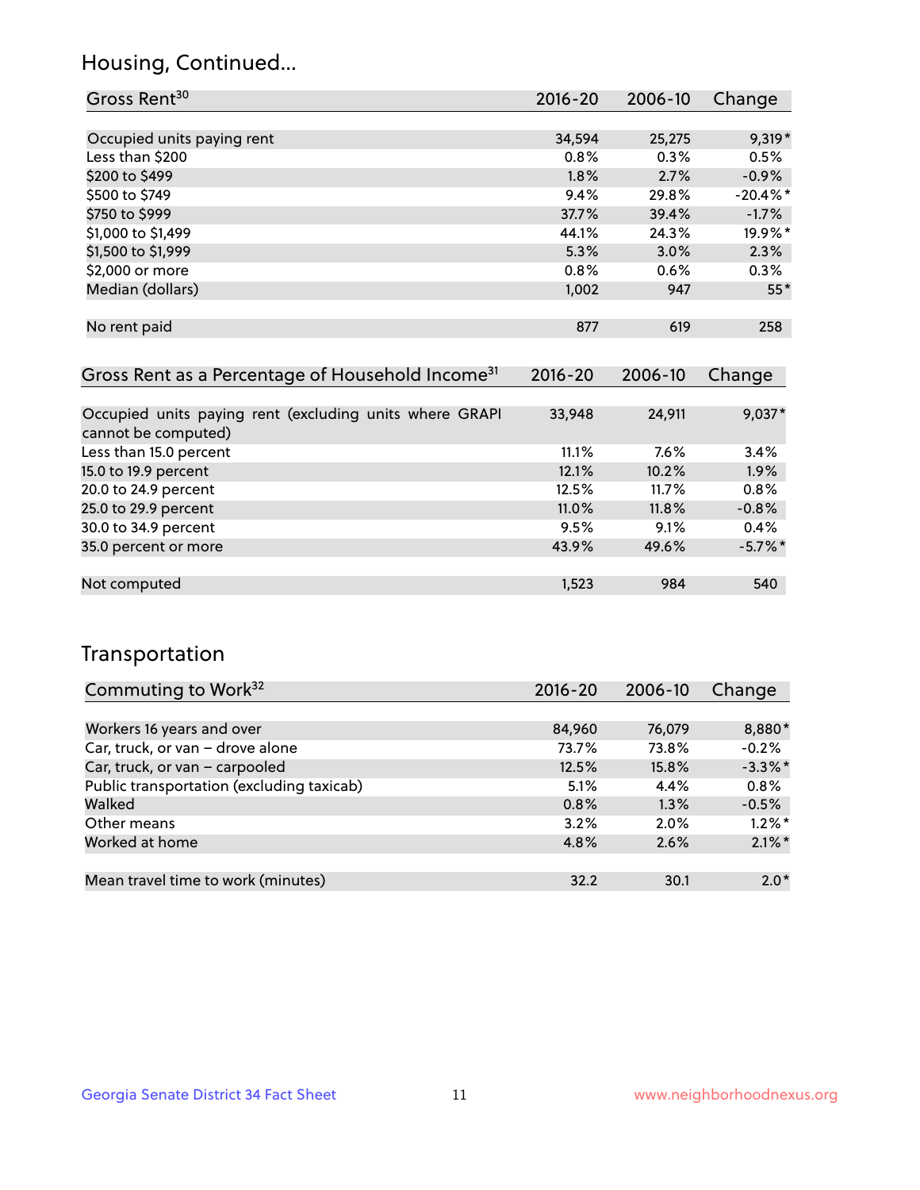## Housing, Continued...

| Gross Rent[30] | 2016-20 | 2006-10 | Change |
|---|---|---|---|
| Occupied units paying rent | 34,594 | 25,275 | 9,319* |
| Less than $200 | 0.8% | 0.3% | 0.5% |
| $200 to $499 | 1.8% | 2.7% | -0.9% |
| $500 to $749 | 9.4% | 29.8% | -20.4%* |
| $750 to $999 | 37.7% | 39.4% | -1.7% |
| $1,000 to $1,499 | 44.1% | 24.3% | 19.9%* |
| $1,500 to $1,999 | 5.3% | 3.0% | 2.3% |
| $2,000 or more | 0.8% | 0.6% | 0.3% |
| Median (dollars) | 1,002 | 947 | 55* |
| No rent paid | 877 | 619 | 258 |

| Gross Rent as a Percentage of Household Income[31] | 2016-20 | 2006-10 | Change |
|---|---|---|---|
| Occupied units paying rent (excluding units where GRAPI cannot be computed) | 33,948 | 24,911 | 9,037* |
| Less than 15.0 percent | 11.1% | 7.6% | 3.4% |
| 15.0 to 19.9 percent | 12.1% | 10.2% | 1.9% |
| 20.0 to 24.9 percent | 12.5% | 11.7% | 0.8% |
| 25.0 to 29.9 percent | 11.0% | 11.8% | -0.8% |
| 30.0 to 34.9 percent | 9.5% | 9.1% | 0.4% |
| 35.0 percent or more | 43.9% | 49.6% | -5.7%* |
| Not computed | 1,523 | 984 | 540 |

## Transportation

| Commuting to Work[32] | 2016-20 | 2006-10 | Change |
|---|---|---|---|
| Workers 16 years and over | 84,960 | 76,079 | 8,880* |
| Car, truck, or van – drove alone | 73.7% | 73.8% | -0.2% |
| Car, truck, or van – carpooled | 12.5% | 15.8% | -3.3%* |
| Public transportation (excluding taxicab) | 5.1% | 4.4% | 0.8% |
| Walked | 0.8% | 1.3% | -0.5% |
| Other means | 3.2% | 2.0% | 1.2%* |
| Worked at home | 4.8% | 2.6% | 2.1%* |
| Mean travel time to work (minutes) | 32.2 | 30.1 | 2.0* |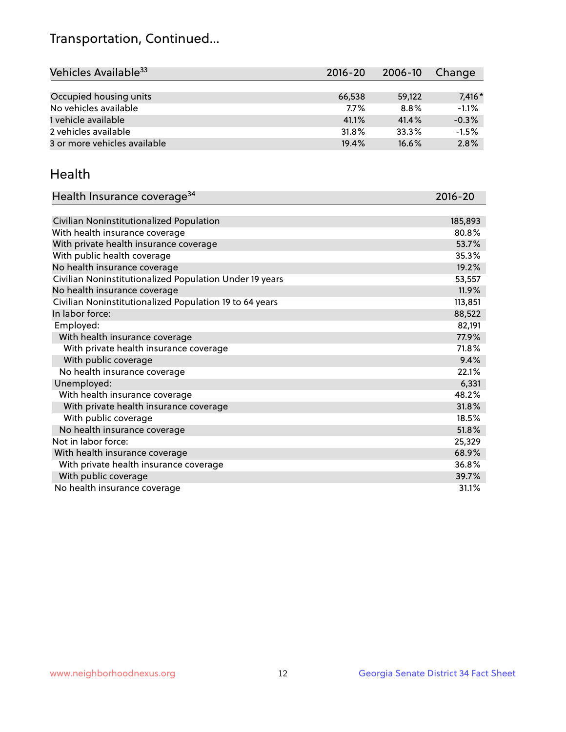# Transportation, Continued...

| Vehicles Available[33] | 2016-20 | 2006-10 | Change |
|---|---|---|---|
| Occupied housing units | 66,538 | 59,122 | 7,416* |
| No vehicles available | 7.7% | 8.8% | -1.1% |
| 1 vehicle available | 41.1% | 41.4% | -0.3% |
| 2 vehicles available | 31.8% | 33.3% | -1.5% |
| 3 or more vehicles available | 19.4% | 16.6% | 2.8% |

## Health

| Health Insurance coverage[34] | 2016-20 |
|---|---|
| Civilian Noninstitutionalized Population | 185,893 |
| With health insurance coverage | 80.8% |
| With private health insurance coverage | 53.7% |
| With public health coverage | 35.3% |
| No health insurance coverage | 19.2% |
| Civilian Noninstitutionalized Population Under 19 years | 53,557 |
| No health insurance coverage | 11.9% |
| Civilian Noninstitutionalized Population 19 to 64 years | 113,851 |
| In labor force: | 88,522 |
| Employed: | 82,191 |
| With health insurance coverage | 77.9% |
| With private health insurance coverage | 71.8% |
| With public coverage | 9.4% |
| No health insurance coverage | 22.1% |
| Unemployed: | 6,331 |
| With health insurance coverage | 48.2% |
| With private health insurance coverage | 31.8% |
| With public coverage | 18.5% |
| No health insurance coverage | 51.8% |
| Not in labor force: | 25,329 |
| With health insurance coverage | 68.9% |
| With private health insurance coverage | 36.8% |
| With public coverage | 39.7% |
| No health insurance coverage | 31.1% |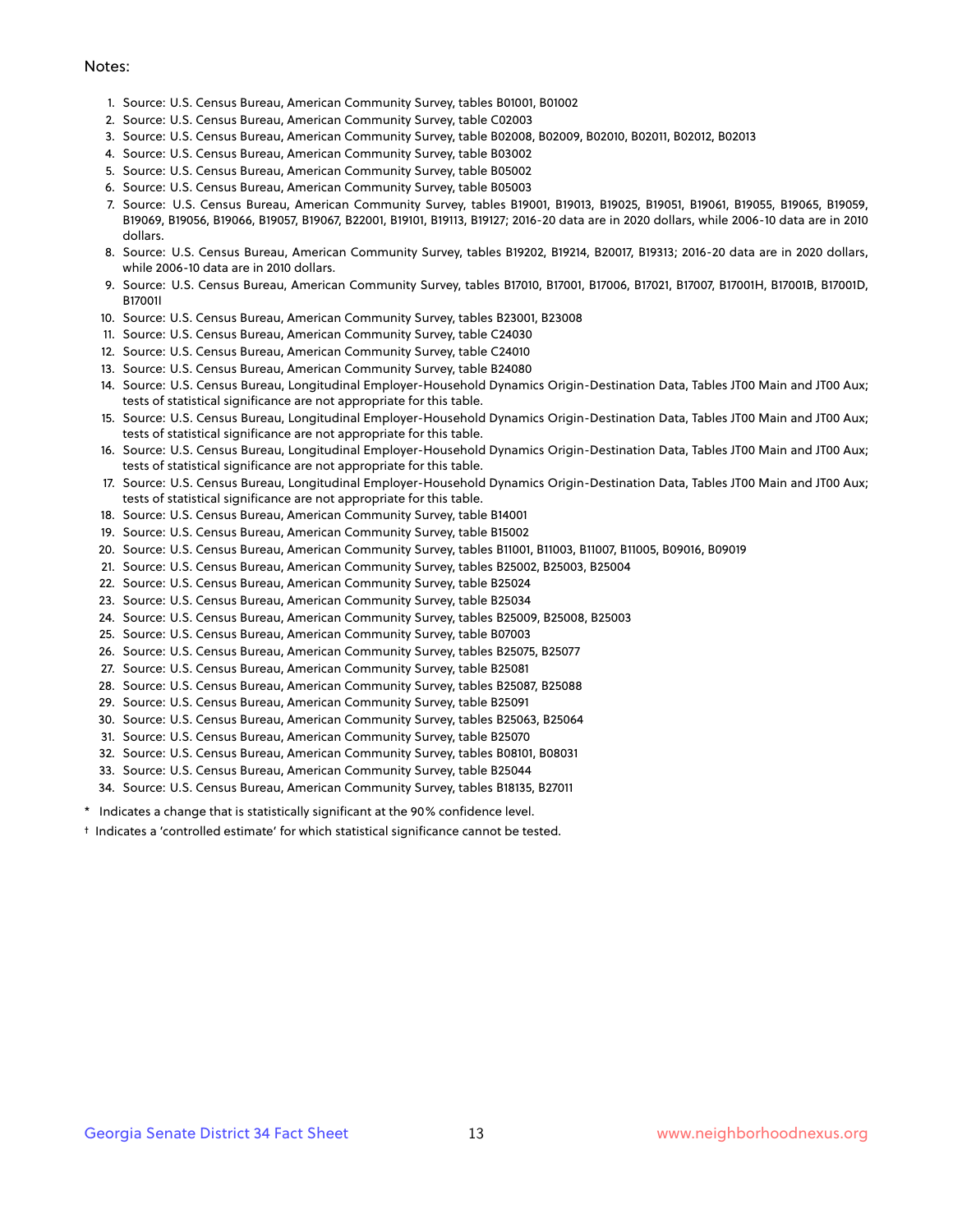Notes:

1. Source: U.S. Census Bureau, American Community Survey, tables B01001, B01002
2. Source: U.S. Census Bureau, American Community Survey, table C02003
3. Source: U.S. Census Bureau, American Community Survey, table B02008, B02009, B02010, B02011, B02012, B02013
4. Source: U.S. Census Bureau, American Community Survey, table B03002
5. Source: U.S. Census Bureau, American Community Survey, table B05002
6. Source: U.S. Census Bureau, American Community Survey, table B05003
7. Source: U.S. Census Bureau, American Community Survey, tables B19001, B19013, B19025, B19051, B19061, B19055, B19065, B19059, B19069, B19056, B19066, B19057, B19067, B22001, B19101, B19113, B19127; 2016-20 data are in 2020 dollars, while 2006-10 data are in 2010 dollars.
8. Source: U.S. Census Bureau, American Community Survey, tables B19202, B19214, B20017, B19313; 2016-20 data are in 2020 dollars, while 2006-10 data are in 2010 dollars.
9. Source: U.S. Census Bureau, American Community Survey, tables B17010, B17001, B17006, B17021, B17007, B17001H, B17001B, B17001D, B17001I
10. Source: U.S. Census Bureau, American Community Survey, tables B23001, B23008
11. Source: U.S. Census Bureau, American Community Survey, table C24030
12. Source: U.S. Census Bureau, American Community Survey, table C24010
13. Source: U.S. Census Bureau, American Community Survey, table B24080
14. Source: U.S. Census Bureau, Longitudinal Employer-Household Dynamics Origin-Destination Data, Tables JT00 Main and JT00 Aux; tests of statistical significance are not appropriate for this table.
15. Source: U.S. Census Bureau, Longitudinal Employer-Household Dynamics Origin-Destination Data, Tables JT00 Main and JT00 Aux; tests of statistical significance are not appropriate for this table.
16. Source: U.S. Census Bureau, Longitudinal Employer-Household Dynamics Origin-Destination Data, Tables JT00 Main and JT00 Aux; tests of statistical significance are not appropriate for this table.
17. Source: U.S. Census Bureau, Longitudinal Employer-Household Dynamics Origin-Destination Data, Tables JT00 Main and JT00 Aux; tests of statistical significance are not appropriate for this table.
18. Source: U.S. Census Bureau, American Community Survey, table B14001
19. Source: U.S. Census Bureau, American Community Survey, table B15002
20. Source: U.S. Census Bureau, American Community Survey, tables B11001, B11003, B11007, B11005, B09016, B09019
21. Source: U.S. Census Bureau, American Community Survey, tables B25002, B25003, B25004
22. Source: U.S. Census Bureau, American Community Survey, table B25024
23. Source: U.S. Census Bureau, American Community Survey, table B25034
24. Source: U.S. Census Bureau, American Community Survey, tables B25009, B25008, B25003
25. Source: U.S. Census Bureau, American Community Survey, table B07003
26. Source: U.S. Census Bureau, American Community Survey, tables B25075, B25077
27. Source: U.S. Census Bureau, American Community Survey, table B25081
28. Source: U.S. Census Bureau, American Community Survey, tables B25087, B25088
29. Source: U.S. Census Bureau, American Community Survey, table B25091
30. Source: U.S. Census Bureau, American Community Survey, tables B25063, B25064
31. Source: U.S. Census Bureau, American Community Survey, table B25070
32. Source: U.S. Census Bureau, American Community Survey, tables B08101, B08031
33. Source: U.S. Census Bureau, American Community Survey, table B25044
34. Source: U.S. Census Bureau, American Community Survey, tables B18135, B27011

\* Indicates a change that is statistically significant at the 90% confidence level.

† Indicates a 'controlled estimate' for which statistical significance cannot be tested.